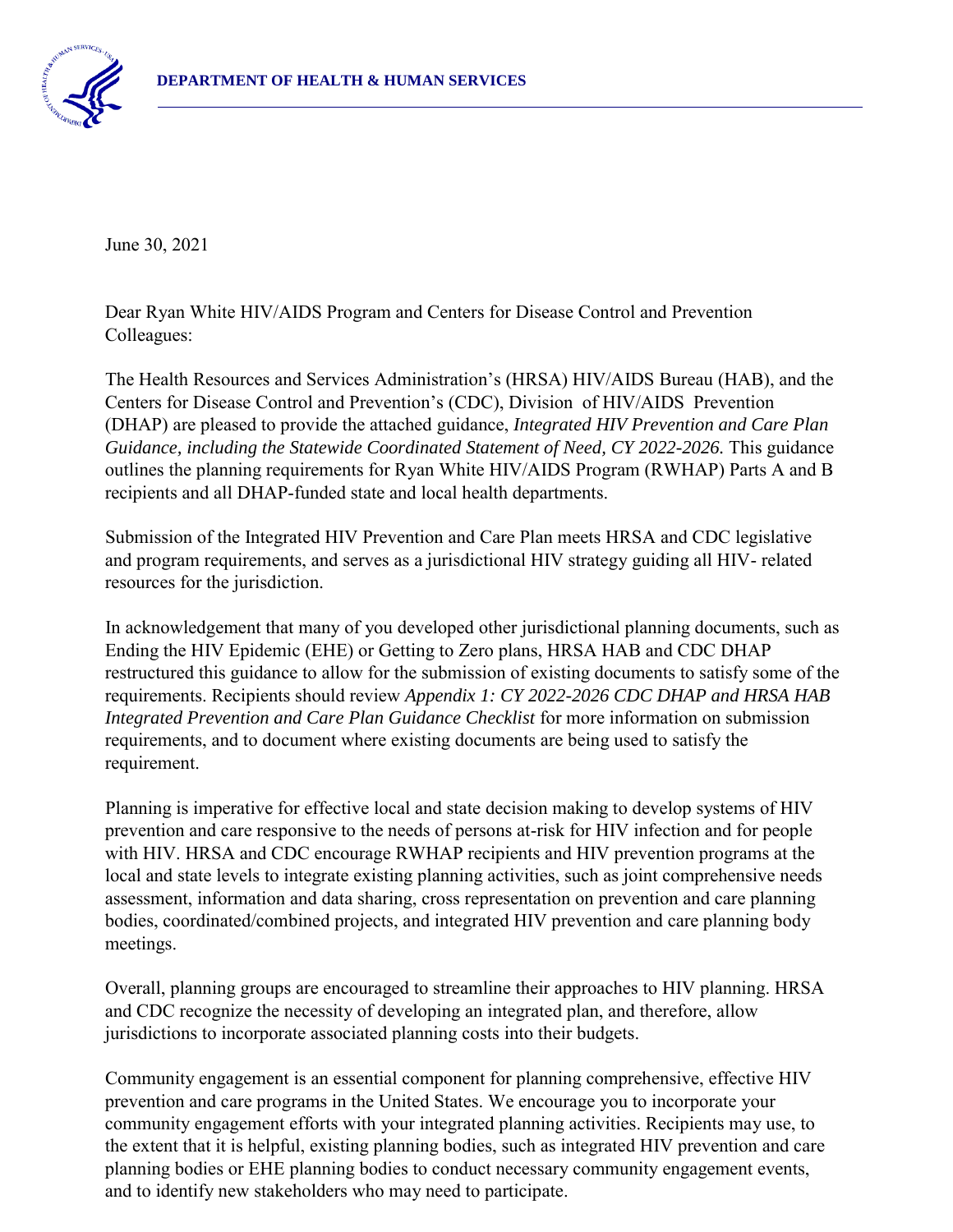**DEPARTMENT OF HEALTH & HUMAN SERVICES**

June 30, 2021

Dear Ryan White HIV/AIDS Program and Centers for Disease Control and Prevention Colleagues:

The Health Resources and Services Administration's (HRSA) HIV/AIDS Bureau (HAB), and the Centers for Disease Control and Prevention's (CDC), Division of HIV/AIDS Prevention (DHAP) are pleased to provide the attached guidance, *Integrated HIV Prevention and Care Plan Guidance, including the Statewide Coordinated Statement of Need, CY 2022-2026.* This guidance outlines the planning requirements for Ryan White HIV/AIDS Program (RWHAP) Parts A and B recipients and all DHAP-funded state and local health departments.

Submission of the Integrated HIV Prevention and Care Plan meets HRSA and CDC legislative and program requirements, and serves as a jurisdictional HIV strategy guiding all HIV- related resources for the jurisdiction.

In acknowledgement that many of you developed other jurisdictional planning documents, such as Ending the HIV Epidemic (EHE) or Getting to Zero plans, HRSA HAB and CDC DHAP restructured this guidance to allow for the submission of existing documents to satisfy some of the requirements. Recipients should review *Appendix 1: CY 2022-2026 CDC DHAP and HRSA HAB Integrated Prevention and Care Plan Guidance Checklist* for more information on submission requirements, and to document where existing documents are being used to satisfy the requirement.

Planning is imperative for effective local and state decision making to develop systems of HIV prevention and care responsive to the needs of persons at-risk for HIV infection and for people with HIV. HRSA and CDC encourage RWHAP recipients and HIV prevention programs at the local and state levels to integrate existing planning activities, such as joint comprehensive needs assessment, information and data sharing, cross representation on prevention and care planning bodies, coordinated/combined projects, and integrated HIV prevention and care planning body meetings.

Overall, planning groups are encouraged to streamline their approaches to HIV planning. HRSA and CDC recognize the necessity of developing an integrated plan, and therefore, allow jurisdictions to incorporate associated planning costs into their budgets.

Community engagement is an essential component for planning comprehensive, effective HIV prevention and care programs in the United States. We encourage you to incorporate your community engagement efforts with your integrated planning activities. Recipients may use, to the extent that it is helpful, existing planning bodies, such as integrated HIV prevention and care planning bodies or EHE planning bodies to conduct necessary community engagement events, and to identify new stakeholders who may need to participate.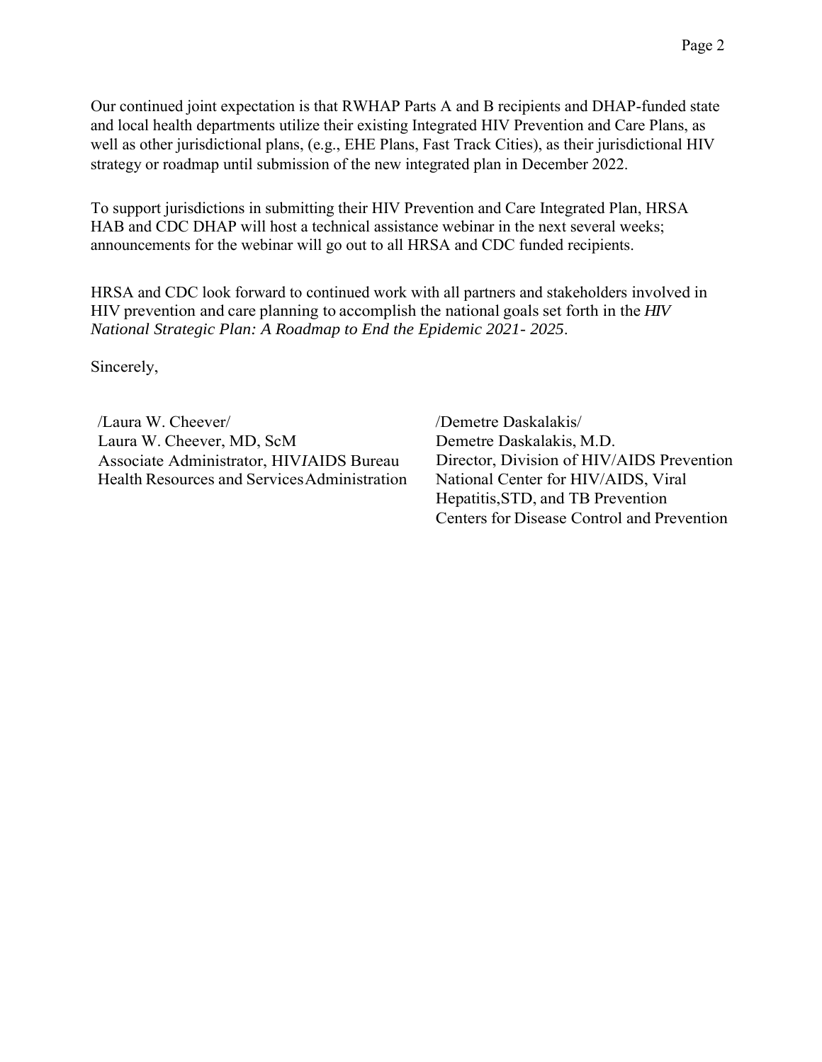Our continued joint expectation is that RWHAP Parts A and B recipients and DHAP-funded state and local health departments utilize their existing Integrated HIV Prevention and Care Plans, as well as other jurisdictional plans, (e.g., EHE Plans, Fast Track Cities), as their jurisdictional HIV strategy or roadmap until submission of the new integrated plan in December 2022.

To support jurisdictions in submitting their HIV Prevention and Care Integrated Plan, HRSA HAB and CDC DHAP will host a technical assistance webinar in the next several weeks; announcements for the webinar will go out to all HRSA and CDC funded recipients.

HRSA and CDC look forward to continued work with all partners and stakeholders involved in HIV prevention and care planning to accomplish the national goals set forth in the *HIV National Strategic Plan: A Roadmap to End the Epidemic 2021- 2025*.

Sincerely,

/Laura W. Cheever/
Laura W. Cheever, MD, ScM
Associate Administrator, HIV/AIDS Bureau
Health Resources and Services Administration

/Demetre Daskalakis/
Demetre Daskalakis, M.D.
Director, Division of HIV/AIDS Prevention
National Center for HIV/AIDS, Viral Hepatitis, STD, and TB Prevention
Centers for Disease Control and Prevention